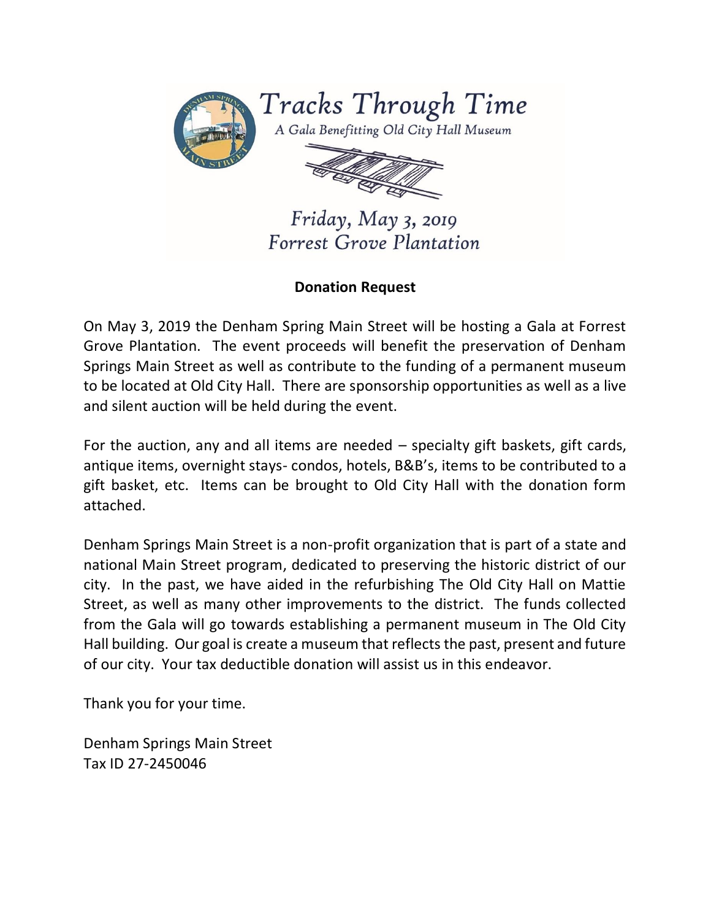# Tracks Through Time

*A Gala Benefitting Old City Hall Museum*

*Friday, May 3, 2019*
*Forrest Grove Plantation*

## Donation Request

On May 3, 2019 the Denham Spring Main Street will be hosting a Gala at Forrest Grove Plantation. The event proceeds will benefit the preservation of Denham Springs Main Street as well as contribute to the funding of a permanent museum to be located at Old City Hall. There are sponsorship opportunities as well as a live and silent auction will be held during the event.

For the auction, any and all items are needed – specialty gift baskets, gift cards, antique items, overnight stays- condos, hotels, B&B's, items to be contributed to a gift basket, etc. Items can be brought to Old City Hall with the donation form attached.

Denham Springs Main Street is a non-profit organization that is part of a state and national Main Street program, dedicated to preserving the historic district of our city. In the past, we have aided in the refurbishing The Old City Hall on Mattie Street, as well as many other improvements to the district. The funds collected from the Gala will go towards establishing a permanent museum in The Old City Hall building. Our goal is create a museum that reflects the past, present and future of our city. Your tax deductible donation will assist us in this endeavor.

Thank you for your time.

Denham Springs Main Street
Tax ID 27-2450046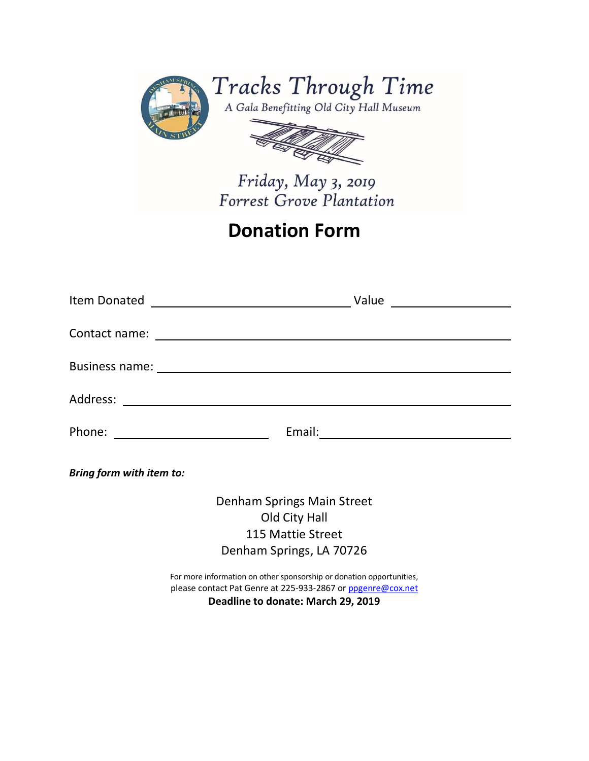# Tracks Through Time

A Gala Benefitting Old City Hall Museum

Friday, May 3, 2019
Forrest Grove Plantation

## Donation Form

Item Donated ______________________________ Value ________________

Contact name: ____________________________________________________

Business name: ___________________________________________________

Address: ________________________________________________________

Phone: ______________________ Email: ____________________________

***Bring form with item to:***

Denham Springs Main Street
Old City Hall
115 Mattie Street
Denham Springs, LA 70726

For more information on other sponsorship or donation opportunities,
please contact Pat Genre at 225-933-2867 or ppgenre@cox.net

**Deadline to donate: March 29, 2019**